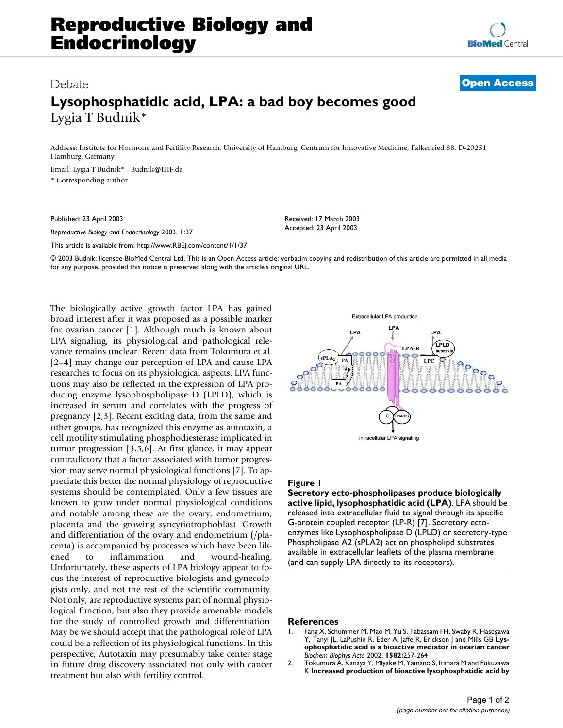# Reproductive Biology and Endocrinology

Debate

**Open Access**

# Lysophosphatidic acid, LPA: a bad boy becomes good

Lygia T Budnik*

Address: Institute for Hormone and Fertility Research, University of Hamburg, Centrum for Innovative Medicine, Falkenried 88, D-20251 Hamburg, Germany

Email: Lygia T Budnik* - Budnik@IHF.de

\* Corresponding author

Published: 23 April 2003

*Reproductive Biology and Endocrinology* 2003, **1**:37

This article is available from: http://www.RBEj.com/content/1/1/37

Received: 17 March 2003
Accepted: 23 April 2003

© 2003 Budnik; licensee BioMed Central Ltd. This is an Open Access article: verbatim copying and redistribution of this article are permitted in all media for any purpose, provided this notice is preserved along with the article's original URL.

The biologically active growth factor LPA has gained broad interest after it was proposed as a possible marker for ovarian cancer [1]. Although much is known about LPA signaling, its physiological and pathological relevance remains unclear. Recent data from Tokumura et al. [2–4] may change our perception of LPA and cause LPA researches to focus on its physiological aspects. LPA functions may also be reflected in the expression of LPA producing enzyme lysophospholipase D (LPLD), which is increased in serum and correlates with the progress of pregnancy [2,3]. Recent exciting data, from the same and other groups, has recognized this enzyme as autotaxin, a cell motility stimulating phosphodiesterase implicated in tumor progression [3,5,6]. At first glance, it may appear contradictory that a factor associated with tumor progression may serve normal physiological functions [7]. To appreciate this better the normal physiology of reproductive systems should be contemplated. Only a few tissues are known to grow under normal physiological conditions and notable among these are the ovary, endometrium, placenta and the growing syncytiotrophoblast. Growth and differentiation of the ovary and endometrium (/placenta) is accompanied by processes which have been likened to inflammation and wound-healing. Unfortunately, these aspects of LPA biology appear to focus the interest of reproductive biologists and gynecologists only, and not the rest of the scientific community. Not only, are reproductive systems part of normal physiological function, but also they provide amenable models for the study of controlled growth and differentiation. May be we should accept that the pathological role of LPA could be a reflection of its physiological functions. In this perspective, Autotaxin may presumably take center stage in future drug discovery associated not only with cancer treatment but also with fertility control.

**Figure 1**

**Secretory ecto-phospholipases produce biologically active lipid, lysophosphatidic acid (LPA).** LPA should be released into extracellular fluid to signal through its specific G-protein coupled receptor (LP-R) [7]. Secretory ecto-enzymes like Lysophospholipase D (LPLD) or secretory-type Phospholipase A2 (sPLA2) act on phospholipd substrates available in extracellular leaflets of the plasma membrane (and can supply LPA directly to its receptors).

## References

1. Fang X, Schummer M, Mao M, Yu S, Tabassam FH, Swaby R, Hasegawa Y, Tanyi JL, LaPushin R, Eder A, Jaffe R, Erickson J and Mills GB **Lysophosphatidic acid is a bioactive mediator in ovarian cancer** *Biochem Biophys Acta* 2002, **1582**:257-264
2. Tokumura A, Kanaya Y, Miyake M, Yamano S, Irahara M and Fukuzawa K **Increased production of bioactive lysophosphatidic acid by**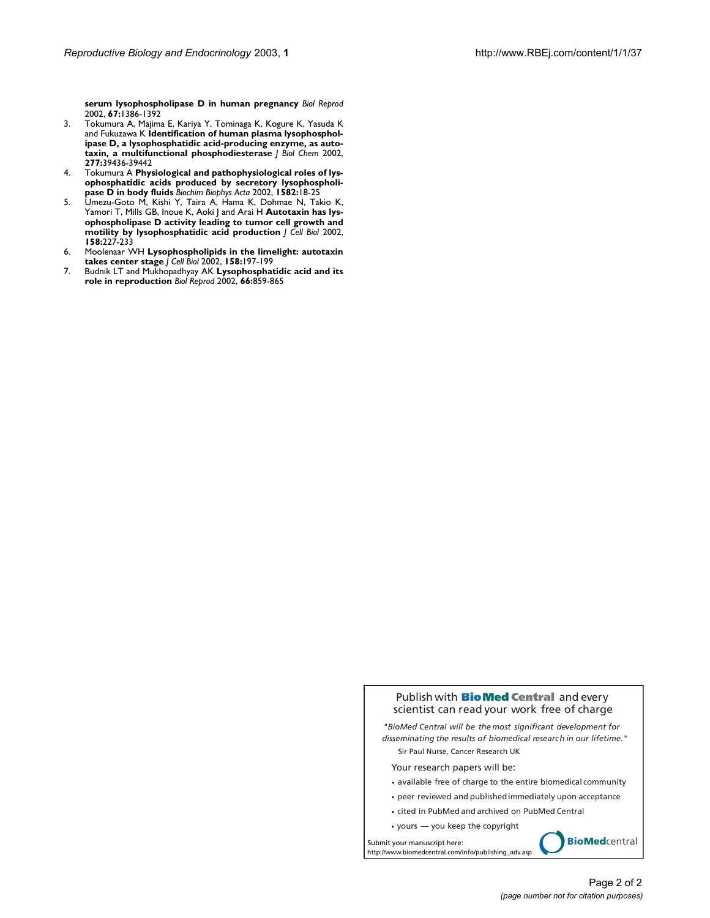**serum lysophospholipase D in human pregnancy** *Biol Reprod* 2002, **67:**1386-1392

3. Tokumura A, Majima E, Kariya Y, Tominaga K, Kogure K, Yasuda K and Fukuzawa K **Identification of human plasma lysophospholipase D, a lysophosphatidic acid-producing enzyme, as autotaxin, a multifunctional phosphodiesterase** *J Biol Chem* 2002, **277:**39436-39442
4. Tokumura A **Physiological and pathophysiological roles of lysophosphatidic acids produced by secretory lysophospholipase D in body fluids** *Biochim Biophys Acta* 2002, **1582:**18-25
5. Umezu-Goto M, Kishi Y, Taira A, Hama K, Dohmae N, Takio K, Yamori T, Mills GB, Inoue K, Aoki J and Arai H **Autotaxin has lysophospholipase D activity leading to tumor cell growth and motility by lysophosphatidic acid production** *J Cell Biol* 2002, **158:**227-233
6. Moolenaar WH **Lysophospholipids in the limelight: autotaxin takes center stage** *J Cell Biol* 2002, **158:**197-199
7. Budnik LT and Mukhopadhyay AK **Lysophosphatidic acid and its role in reproduction** *Biol Reprod* 2002, **66:**859-865

Publish with **BioMed Central** and every scientist can read your work free of charge

*"BioMed Central will be the most significant development for disseminating the results of biomedical research in our lifetime."*

Sir Paul Nurse, Cancer Research UK

Your research papers will be:

- available free of charge to the entire biomedical community
- peer reviewed and published immediately upon acceptance
- cited in PubMed and archived on PubMed Central
- yours — you keep the copyright

Submit your manuscript here:
http://www.biomedcentral.com/info/publishing_adv.asp

**BioMed**central